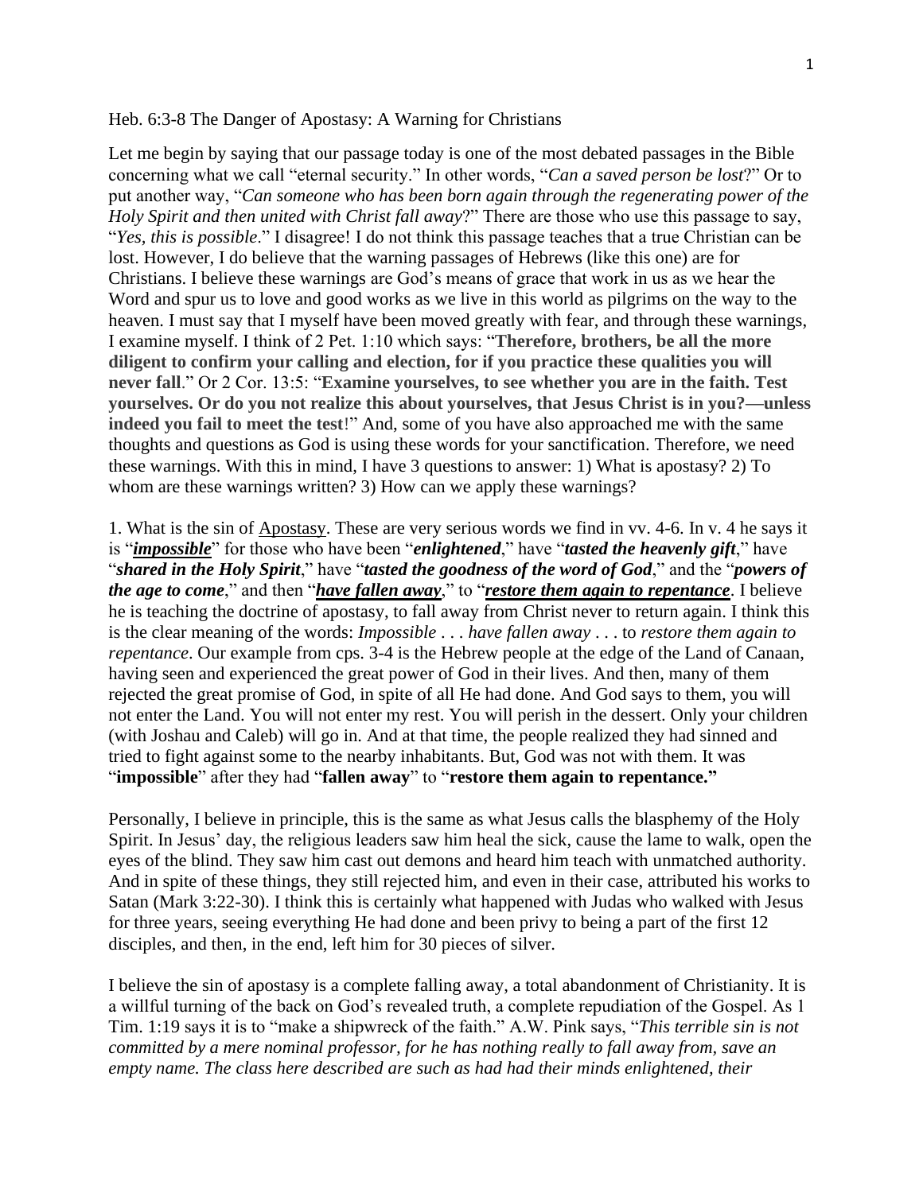Heb. 6:3-8 The Danger of Apostasy: A Warning for Christians

Let me begin by saying that our passage today is one of the most debated passages in the Bible concerning what we call "eternal security." In other words, "*Can a saved person be lost*?" Or to put another way, "*Can someone who has been born again through the regenerating power of the Holy Spirit and then united with Christ fall away*?" There are those who use this passage to say, "*Yes, this is possible*." I disagree! I do not think this passage teaches that a true Christian can be lost. However, I do believe that the warning passages of Hebrews (like this one) are for Christians. I believe these warnings are God's means of grace that work in us as we hear the Word and spur us to love and good works as we live in this world as pilgrims on the way to the heaven. I must say that I myself have been moved greatly with fear, and through these warnings, I examine myself. I think of 2 Pet. 1:10 which says: "**Therefore, brothers, be all the more diligent to confirm your calling and election, for if you practice these qualities you will never fall**." Or 2 Cor. 13:5: "**Examine yourselves, to see whether you are in the faith. Test yourselves. Or do you not realize this about yourselves, that Jesus Christ is in you?—unless indeed you fail to meet the test**!" And, some of you have also approached me with the same thoughts and questions as God is using these words for your sanctification. Therefore, we need these warnings. With this in mind, I have 3 questions to answer: 1) What is apostasy? 2) To whom are these warnings written? 3) How can we apply these warnings?

1. What is the sin of <u>Apostasy</u>. These are very serious words we find in vv. 4-6. In v. 4 he says it is "***<u>impossible</u>***" for those who have been "***enlightened***," have "***tasted the heavenly gift***," have "***shared in the Holy Spirit***," have "***tasted the goodness of the word of God***," and the "***powers of the age to come***," and then "***<u>have fallen away</u>***," to "***<u>restore them again to repentance</u>***. I believe he is teaching the doctrine of apostasy, to fall away from Christ never to return again. I think this is the clear meaning of the words: *Impossible . . . have fallen away . . .* to *restore them again to repentance*. Our example from cps. 3-4 is the Hebrew people at the edge of the Land of Canaan, having seen and experienced the great power of God in their lives. And then, many of them rejected the great promise of God, in spite of all He had done. And God says to them, you will not enter the Land. You will not enter my rest. You will perish in the dessert. Only your children (with Joshau and Caleb) will go in. And at that time, the people realized they had sinned and tried to fight against some to the nearby inhabitants. But, God was not with them. It was "**impossible**" after they had "**fallen away**" to "**restore them again to repentance.**"

Personally, I believe in principle, this is the same as what Jesus calls the blasphemy of the Holy Spirit. In Jesus' day, the religious leaders saw him heal the sick, cause the lame to walk, open the eyes of the blind. They saw him cast out demons and heard him teach with unmatched authority. And in spite of these things, they still rejected him, and even in their case, attributed his works to Satan (Mark 3:22-30). I think this is certainly what happened with Judas who walked with Jesus for three years, seeing everything He had done and been privy to being a part of the first 12 disciples, and then, in the end, left him for 30 pieces of silver.

I believe the sin of apostasy is a complete falling away, a total abandonment of Christianity. It is a willful turning of the back on God's revealed truth, a complete repudiation of the Gospel. As 1 Tim. 1:19 says it is to "make a shipwreck of the faith." A.W. Pink says, "*This terrible sin is not committed by a mere nominal professor, for he has nothing really to fall away from, save an empty name. The class here described are such as had had their minds enlightened, their*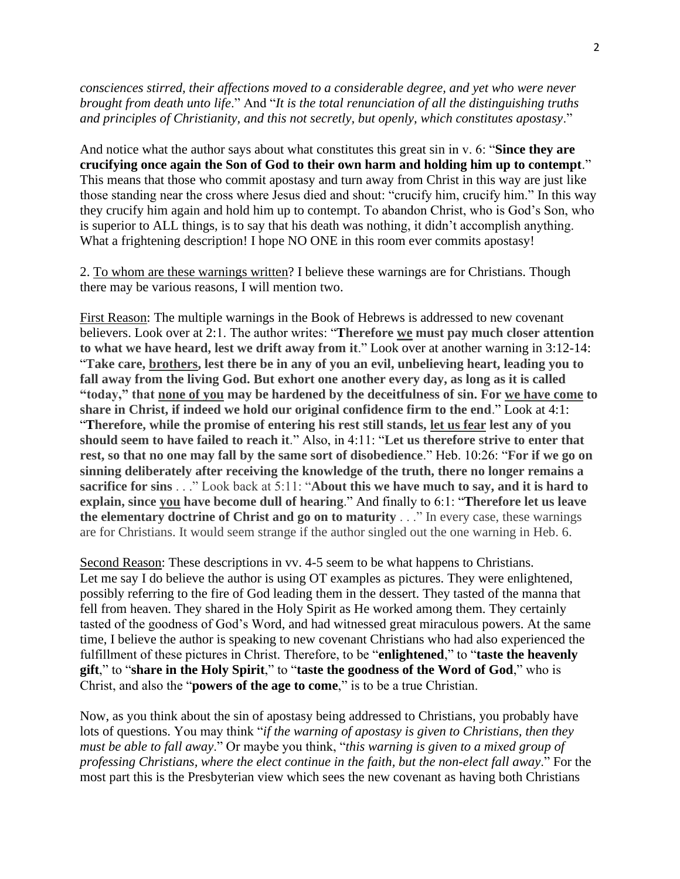*consciences stirred, their affections moved to a considerable degree, and yet who were never brought from death unto life*." And "*It is the total renunciation of all the distinguishing truths and principles of Christianity, and this not secretly, but openly, which constitutes apostasy*."

And notice what the author says about what constitutes this great sin in v. 6: "**Since they are crucifying once again the Son of God to their own harm and holding him up to contempt**." This means that those who commit apostasy and turn away from Christ in this way are just like those standing near the cross where Jesus died and shout: "crucify him, crucify him." In this way they crucify him again and hold him up to contempt. To abandon Christ, who is God's Son, who is superior to ALL things, is to say that his death was nothing, it didn't accomplish anything. What a frightening description! I hope NO ONE in this room ever commits apostasy!

2. <u>To whom are these warnings written</u>? I believe these warnings are for Christians. Though there may be various reasons, I will mention two.

<u>First Reason</u>: The multiple warnings in the Book of Hebrews is addressed to new covenant believers. Look over at 2:1. The author writes: "**Therefore <u>we</u> must pay much closer attention to what we have heard, lest we drift away from it**." Look over at another warning in 3:12-14: "**Take care, <u>brothers</u>, lest there be in any of you an evil, unbelieving heart, leading you to fall away from the living God. But exhort one another every day, as long as it is called "today," that <u>none of you</u> may be hardened by the deceitfulness of sin. For <u>we have come</u> to share in Christ, if indeed we hold our original confidence firm to the end**." Look at 4:1: "**Therefore, while the promise of entering his rest still stands, <u>let us fear</u> lest any of you should seem to have failed to reach it**." Also, in 4:11: "**Let us therefore strive to enter that rest, so that no one may fall by the same sort of disobedience**." Heb. 10:26: "**For if we go on sinning deliberately after receiving the knowledge of the truth, there no longer remains a sacrifice for sins** . . ." Look back at 5:11: "**About this we have much to say, and it is hard to explain, since <u>you</u> have become dull of hearing**." And finally to 6:1: "**Therefore let us leave the elementary doctrine of Christ and go on to maturity** . . ." In every case, these warnings are for Christians. It would seem strange if the author singled out the one warning in Heb. 6.

<u>Second Reason</u>: These descriptions in vv. 4-5 seem to be what happens to Christians. Let me say I do believe the author is using OT examples as pictures. They were enlightened, possibly referring to the fire of God leading them in the dessert. They tasted of the manna that fell from heaven. They shared in the Holy Spirit as He worked among them. They certainly tasted of the goodness of God's Word, and had witnessed great miraculous powers. At the same time, I believe the author is speaking to new covenant Christians who had also experienced the fulfillment of these pictures in Christ. Therefore, to be "**enlightened**," to "**taste the heavenly gift**," to "**share in the Holy Spirit**," to "**taste the goodness of the Word of God**," who is Christ, and also the "**powers of the age to come**," is to be a true Christian.

Now, as you think about the sin of apostasy being addressed to Christians, you probably have lots of questions. You may think "*if the warning of apostasy is given to Christians, then they must be able to fall away*." Or maybe you think, "*this warning is given to a mixed group of professing Christians, where the elect continue in the faith, but the non-elect fall away*." For the most part this is the Presbyterian view which sees the new covenant as having both Christians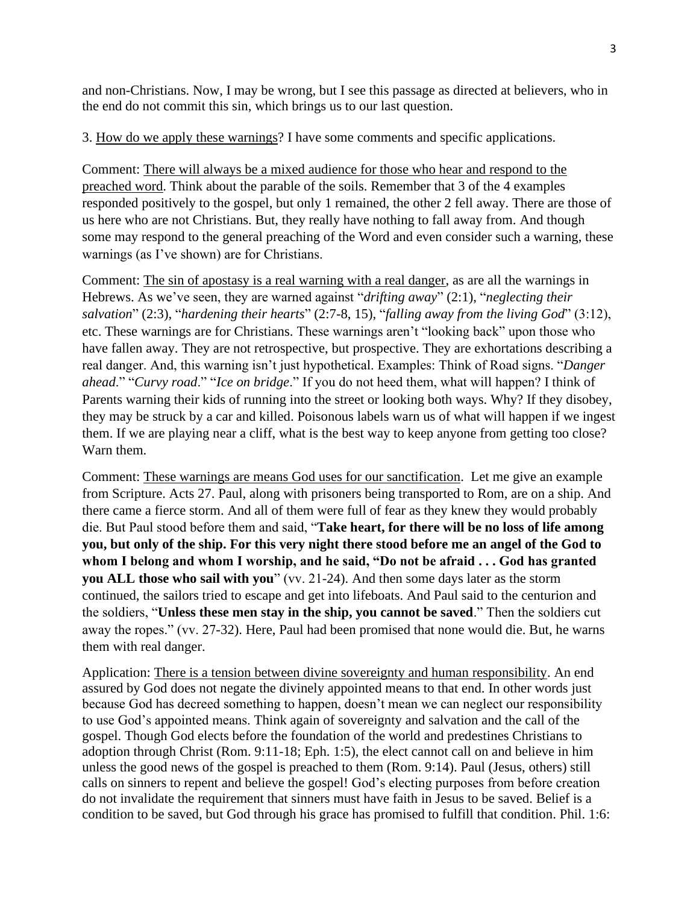and non-Christians. Now, I may be wrong, but I see this passage as directed at believers, who in the end do not commit this sin, which brings us to our last question.

3. <u>How do we apply these warnings</u>? I have some comments and specific applications.

Comment: <u>There will always be a mixed audience for those who hear and respond to the preached word</u>. Think about the parable of the soils. Remember that 3 of the 4 examples responded positively to the gospel, but only 1 remained, the other 2 fell away. There are those of us here who are not Christians. But, they really have nothing to fall away from. And though some may respond to the general preaching of the Word and even consider such a warning, these warnings (as I've shown) are for Christians.

Comment: <u>The sin of apostasy is a real warning with a real danger</u>, as are all the warnings in Hebrews. As we've seen, they are warned against "*drifting away*" (2:1), "*neglecting their salvation*" (2:3), "*hardening their hearts*" (2:7-8, 15), "*falling away from the living God*" (3:12), etc. These warnings are for Christians. These warnings aren't "looking back" upon those who have fallen away. They are not retrospective, but prospective. They are exhortations describing a real danger. And, this warning isn't just hypothetical. Examples: Think of Road signs. "*Danger ahead*." "*Curvy road*." "*Ice on bridge*." If you do not heed them, what will happen? I think of Parents warning their kids of running into the street or looking both ways. Why? If they disobey, they may be struck by a car and killed. Poisonous labels warn us of what will happen if we ingest them. If we are playing near a cliff, what is the best way to keep anyone from getting too close? Warn them.

Comment: <u>These warnings are means God uses for our sanctification</u>. Let me give an example from Scripture. Acts 27. Paul, along with prisoners being transported to Rom, are on a ship. And there came a fierce storm. And all of them were full of fear as they knew they would probably die. But Paul stood before them and said, "**Take heart, for there will be no loss of life among you, but only of the ship. For this very night there stood before me an angel of the God to whom I belong and whom I worship, and he said, "Do not be afraid . . . God has granted you ALL those who sail with you**" (vv. 21-24). And then some days later as the storm continued, the sailors tried to escape and get into lifeboats. And Paul said to the centurion and the soldiers, "**Unless these men stay in the ship, you cannot be saved**." Then the soldiers cut away the ropes." (vv. 27-32). Here, Paul had been promised that none would die. But, he warns them with real danger.

Application: <u>There is a tension between divine sovereignty and human responsibility</u>. An end assured by God does not negate the divinely appointed means to that end. In other words just because God has decreed something to happen, doesn't mean we can neglect our responsibility to use God's appointed means. Think again of sovereignty and salvation and the call of the gospel. Though God elects before the foundation of the world and predestines Christians to adoption through Christ (Rom. 9:11-18; Eph. 1:5), the elect cannot call on and believe in him unless the good news of the gospel is preached to them (Rom. 9:14). Paul (Jesus, others) still calls on sinners to repent and believe the gospel! God's electing purposes from before creation do not invalidate the requirement that sinners must have faith in Jesus to be saved. Belief is a condition to be saved, but God through his grace has promised to fulfill that condition. Phil. 1:6: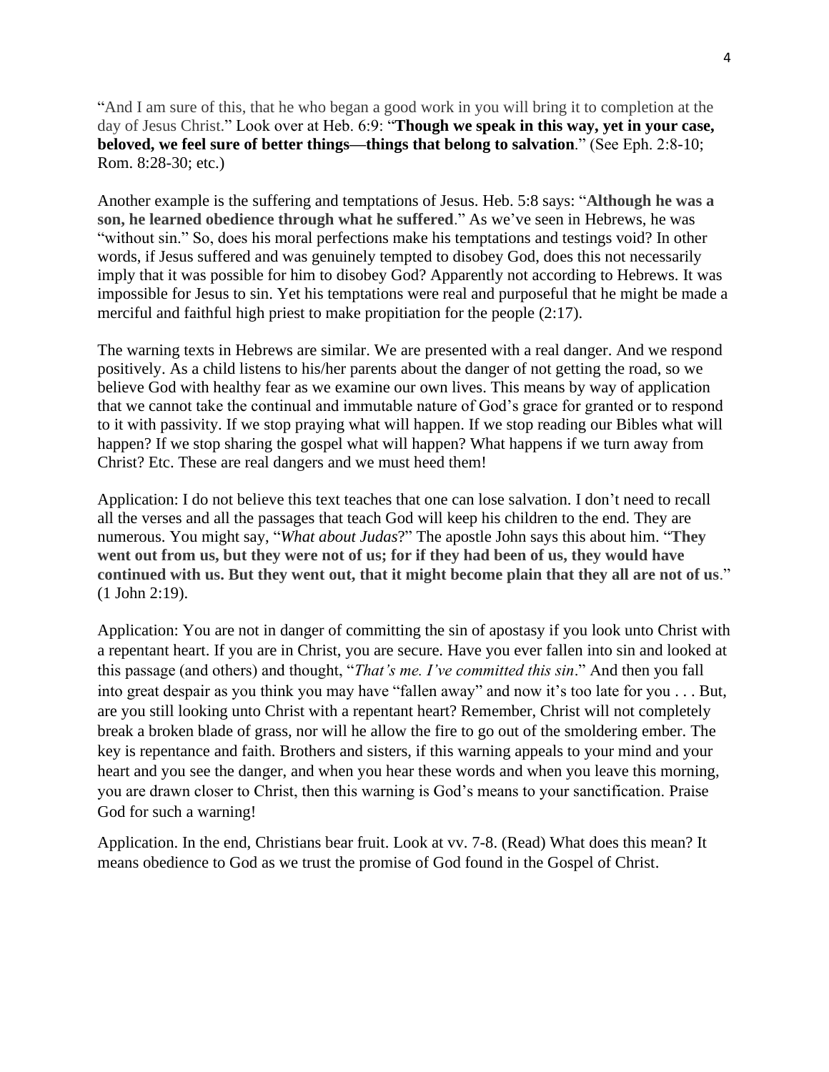"And I am sure of this, that he who began a good work in you will bring it to completion at the day of Jesus Christ." Look over at Heb. 6:9: "**Though we speak in this way, yet in your case, beloved, we feel sure of better things—things that belong to salvation**." (See Eph. 2:8-10; Rom. 8:28-30; etc.)

Another example is the suffering and temptations of Jesus. Heb. 5:8 says: "**Although he was a son, he learned obedience through what he suffered**." As we've seen in Hebrews, he was "without sin." So, does his moral perfections make his temptations and testings void? In other words, if Jesus suffered and was genuinely tempted to disobey God, does this not necessarily imply that it was possible for him to disobey God? Apparently not according to Hebrews. It was impossible for Jesus to sin. Yet his temptations were real and purposeful that he might be made a merciful and faithful high priest to make propitiation for the people (2:17).

The warning texts in Hebrews are similar. We are presented with a real danger. And we respond positively. As a child listens to his/her parents about the danger of not getting the road, so we believe God with healthy fear as we examine our own lives. This means by way of application that we cannot take the continual and immutable nature of God's grace for granted or to respond to it with passivity. If we stop praying what will happen. If we stop reading our Bibles what will happen? If we stop sharing the gospel what will happen? What happens if we turn away from Christ? Etc. These are real dangers and we must heed them!

Application: I do not believe this text teaches that one can lose salvation. I don't need to recall all the verses and all the passages that teach God will keep his children to the end. They are numerous. You might say, "*What about Judas*?" The apostle John says this about him. "**They went out from us, but they were not of us; for if they had been of us, they would have continued with us. But they went out, that it might become plain that they all are not of us**." (1 John 2:19).

Application: You are not in danger of committing the sin of apostasy if you look unto Christ with a repentant heart. If you are in Christ, you are secure. Have you ever fallen into sin and looked at this passage (and others) and thought, "*That's me. I've committed this sin*." And then you fall into great despair as you think you may have "fallen away" and now it's too late for you . . . But, are you still looking unto Christ with a repentant heart? Remember, Christ will not completely break a broken blade of grass, nor will he allow the fire to go out of the smoldering ember. The key is repentance and faith. Brothers and sisters, if this warning appeals to your mind and your heart and you see the danger, and when you hear these words and when you leave this morning, you are drawn closer to Christ, then this warning is God's means to your sanctification. Praise God for such a warning!

Application. In the end, Christians bear fruit. Look at vv. 7-8. (Read) What does this mean? It means obedience to God as we trust the promise of God found in the Gospel of Christ.